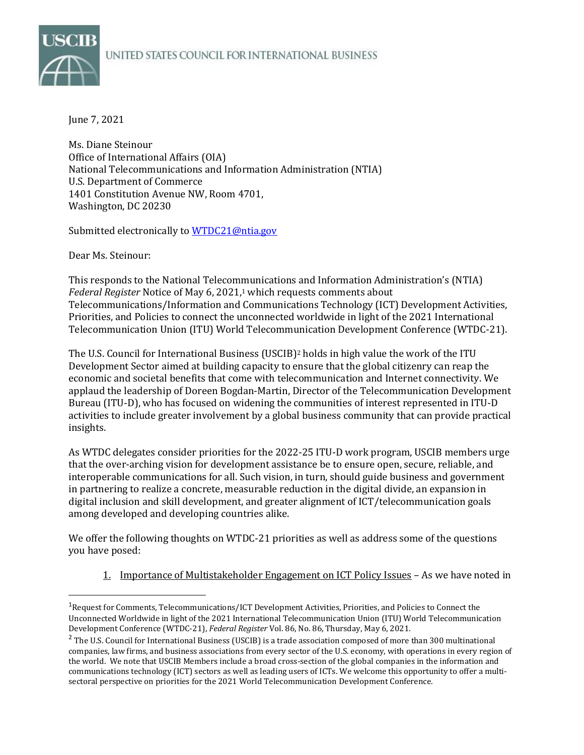UNITED STATES COUNCIL FOR INTERNATIONAL BUSINESS

June 7, 2021

Ms. Diane Steinour
Office of International Affairs (OIA)
National Telecommunications and Information Administration (NTIA)
U.S. Department of Commerce
1401 Constitution Avenue NW, Room 4701,
Washington, DC 20230

Submitted electronically to WTDC21@ntia.gov

Dear Ms. Steinour:

This responds to the National Telecommunications and Information Administration's (NTIA) *Federal Register* Notice of May 6, 2021,[1] which requests comments about Telecommunications/Information and Communications Technology (ICT) Development Activities, Priorities, and Policies to connect the unconnected worldwide in light of the 2021 International Telecommunication Union (ITU) World Telecommunication Development Conference (WTDC-21).

The U.S. Council for International Business (USCIB)[2] holds in high value the work of the ITU Development Sector aimed at building capacity to ensure that the global citizenry can reap the economic and societal benefits that come with telecommunication and Internet connectivity. We applaud the leadership of Doreen Bogdan-Martin, Director of the Telecommunication Development Bureau (ITU-D), who has focused on widening the communities of interest represented in ITU-D activities to include greater involvement by a global business community that can provide practical insights.

As WTDC delegates consider priorities for the 2022-25 ITU-D work program, USCIB members urge that the over-arching vision for development assistance be to ensure open, secure, reliable, and interoperable communications for all. Such vision, in turn, should guide business and government in partnering to realize a concrete, measurable reduction in the digital divide, an expansion in digital inclusion and skill development, and greater alignment of ICT/telecommunication goals among developed and developing countries alike.

We offer the following thoughts on WTDC-21 priorities as well as address some of the questions you have posed:

1. Importance of Multistakeholder Engagement on ICT Policy Issues – As we have noted in

---

[1] Request for Comments, Telecommunications/ICT Development Activities, Priorities, and Policies to Connect the Unconnected Worldwide in light of the 2021 International Telecommunication Union (ITU) World Telecommunication Development Conference (WTDC-21), *Federal Register* Vol. 86, No. 86, Thursday, May 6, 2021.

[2] The U.S. Council for International Business (USCIB) is a trade association composed of more than 300 multinational companies, law firms, and business associations from every sector of the U.S. economy, with operations in every region of the world. We note that USCIB Members include a broad cross-section of the global companies in the information and communications technology (ICT) sectors as well as leading users of ICTs. We welcome this opportunity to offer a multi-sectoral perspective on priorities for the 2021 World Telecommunication Development Conference.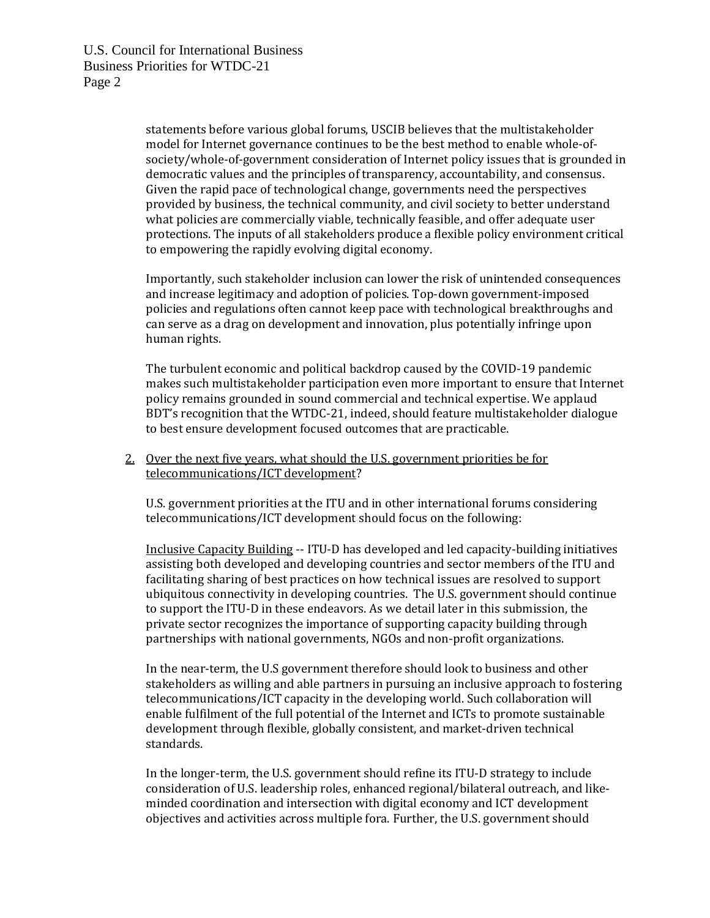statements before various global forums, USCIB believes that the multistakeholder model for Internet governance continues to be the best method to enable whole-of-society/whole-of-government consideration of Internet policy issues that is grounded in democratic values and the principles of transparency, accountability, and consensus. Given the rapid pace of technological change, governments need the perspectives provided by business, the technical community, and civil society to better understand what policies are commercially viable, technically feasible, and offer adequate user protections. The inputs of all stakeholders produce a flexible policy environment critical to empowering the rapidly evolving digital economy.

Importantly, such stakeholder inclusion can lower the risk of unintended consequences and increase legitimacy and adoption of policies. Top-down government-imposed policies and regulations often cannot keep pace with technological breakthroughs and can serve as a drag on development and innovation, plus potentially infringe upon human rights.

The turbulent economic and political backdrop caused by the COVID-19 pandemic makes such multistakeholder participation even more important to ensure that Internet policy remains grounded in sound commercial and technical expertise. We applaud BDT's recognition that the WTDC-21, indeed, should feature multistakeholder dialogue to best ensure development focused outcomes that are practicable.

2. Over the next five years, what should the U.S. government priorities be for telecommunications/ICT development?

   U.S. government priorities at the ITU and in other international forums considering telecommunications/ICT development should focus on the following:

   Inclusive Capacity Building -- ITU-D has developed and led capacity-building initiatives assisting both developed and developing countries and sector members of the ITU and facilitating sharing of best practices on how technical issues are resolved to support ubiquitous connectivity in developing countries. The U.S. government should continue to support the ITU-D in these endeavors. As we detail later in this submission, the private sector recognizes the importance of supporting capacity building through partnerships with national governments, NGOs and non-profit organizations.

   In the near-term, the U.S government therefore should look to business and other stakeholders as willing and able partners in pursuing an inclusive approach to fostering telecommunications/ICT capacity in the developing world. Such collaboration will enable fulfilment of the full potential of the Internet and ICTs to promote sustainable development through flexible, globally consistent, and market-driven technical standards.

   In the longer-term, the U.S. government should refine its ITU-D strategy to include consideration of U.S. leadership roles, enhanced regional/bilateral outreach, and like-minded coordination and intersection with digital economy and ICT development objectives and activities across multiple fora. Further, the U.S. government should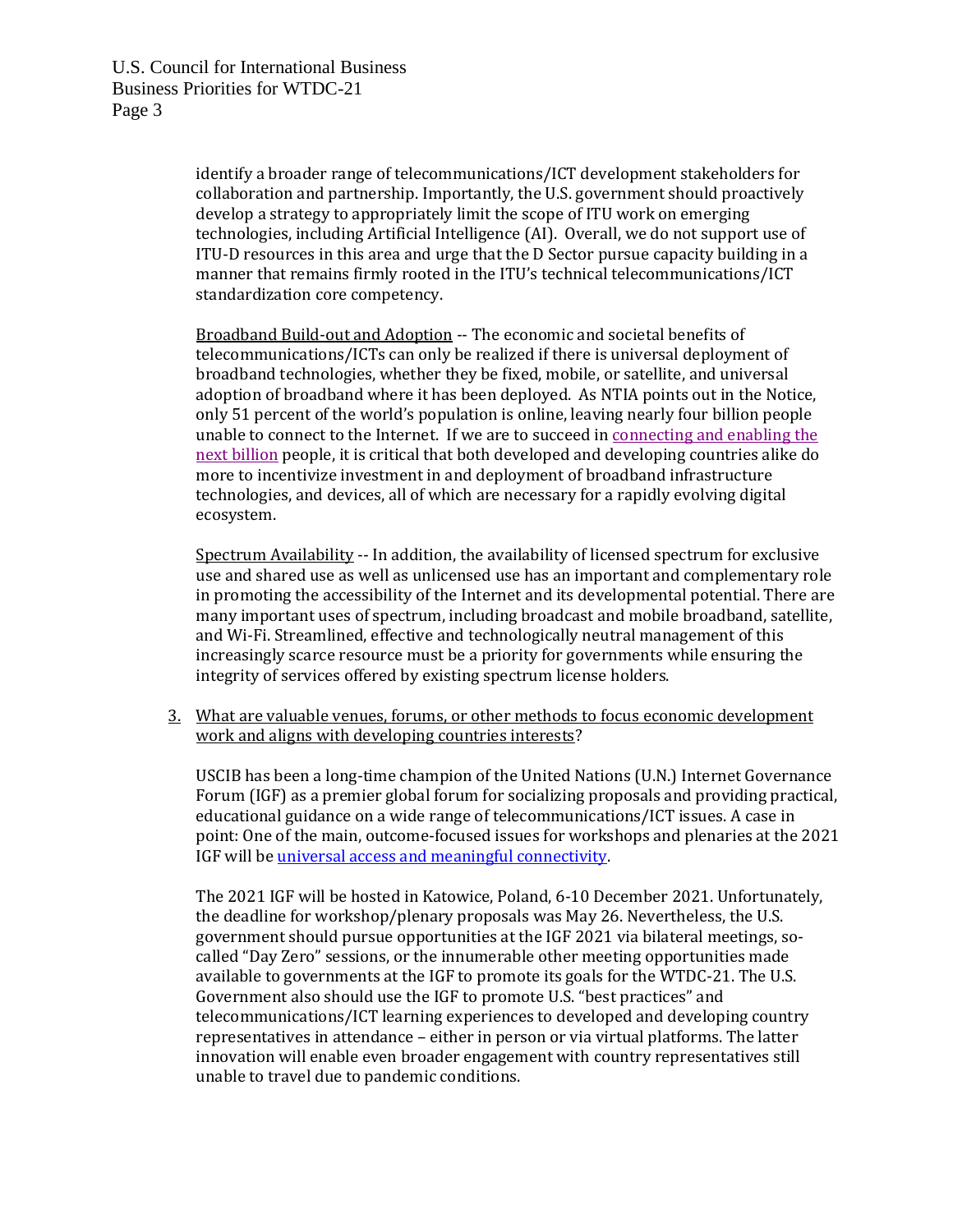identify a broader range of telecommunications/ICT development stakeholders for collaboration and partnership. Importantly, the U.S. government should proactively develop a strategy to appropriately limit the scope of ITU work on emerging technologies, including Artificial Intelligence (AI). Overall, we do not support use of ITU-D resources in this area and urge that the D Sector pursue capacity building in a manner that remains firmly rooted in the ITU's technical telecommunications/ICT standardization core competency.

Broadband Build-out and Adoption -- The economic and societal benefits of telecommunications/ICTs can only be realized if there is universal deployment of broadband technologies, whether they be fixed, mobile, or satellite, and universal adoption of broadband where it has been deployed. As NTIA points out in the Notice, only 51 percent of the world's population is online, leaving nearly four billion people unable to connect to the Internet. If we are to succeed in connecting and enabling the next billion people, it is critical that both developed and developing countries alike do more to incentivize investment in and deployment of broadband infrastructure technologies, and devices, all of which are necessary for a rapidly evolving digital ecosystem.

Spectrum Availability -- In addition, the availability of licensed spectrum for exclusive use and shared use as well as unlicensed use has an important and complementary role in promoting the accessibility of the Internet and its developmental potential. There are many important uses of spectrum, including broadcast and mobile broadband, satellite, and Wi-Fi. Streamlined, effective and technologically neutral management of this increasingly scarce resource must be a priority for governments while ensuring the integrity of services offered by existing spectrum license holders.

3. What are valuable venues, forums, or other methods to focus economic development work and aligns with developing countries interests?

   USCIB has been a long-time champion of the United Nations (U.N.) Internet Governance Forum (IGF) as a premier global forum for socializing proposals and providing practical, educational guidance on a wide range of telecommunications/ICT issues. A case in point: One of the main, outcome-focused issues for workshops and plenaries at the 2021 IGF will be universal access and meaningful connectivity.

   The 2021 IGF will be hosted in Katowice, Poland, 6-10 December 2021. Unfortunately, the deadline for workshop/plenary proposals was May 26. Nevertheless, the U.S. government should pursue opportunities at the IGF 2021 via bilateral meetings, so-called "Day Zero" sessions, or the innumerable other meeting opportunities made available to governments at the IGF to promote its goals for the WTDC-21. The U.S. Government also should use the IGF to promote U.S. "best practices" and telecommunications/ICT learning experiences to developed and developing country representatives in attendance – either in person or via virtual platforms. The latter innovation will enable even broader engagement with country representatives still unable to travel due to pandemic conditions.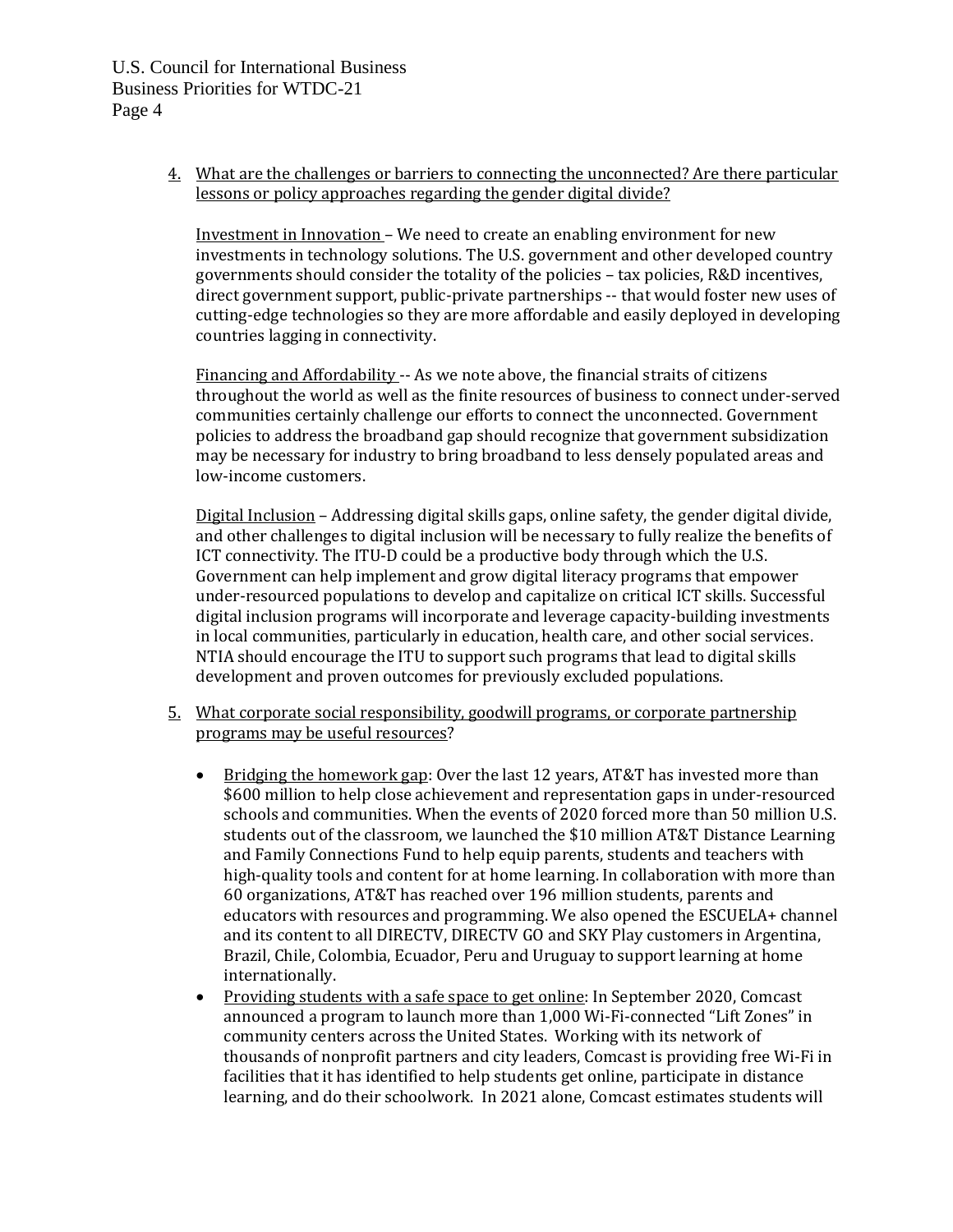4. <u>What are the challenges or barriers to connecting the unconnected? Are there particular lessons or policy approaches regarding the gender digital divide?</u>

   <u>Investment in Innovation</u> – We need to create an enabling environment for new investments in technology solutions. The U.S. government and other developed country governments should consider the totality of the policies – tax policies, R&D incentives, direct government support, public-private partnerships -- that would foster new uses of cutting-edge technologies so they are more affordable and easily deployed in developing countries lagging in connectivity.

   <u>Financing and Affordability</u> -- As we note above, the financial straits of citizens throughout the world as well as the finite resources of business to connect under-served communities certainly challenge our efforts to connect the unconnected. Government policies to address the broadband gap should recognize that government subsidization may be necessary for industry to bring broadband to less densely populated areas and low-income customers.

   <u>Digital Inclusion</u> – Addressing digital skills gaps, online safety, the gender digital divide, and other challenges to digital inclusion will be necessary to fully realize the benefits of ICT connectivity. The ITU-D could be a productive body through which the U.S. Government can help implement and grow digital literacy programs that empower under-resourced populations to develop and capitalize on critical ICT skills. Successful digital inclusion programs will incorporate and leverage capacity-building investments in local communities, particularly in education, health care, and other social services. NTIA should encourage the ITU to support such programs that lead to digital skills development and proven outcomes for previously excluded populations.

5. <u>What corporate social responsibility, goodwill programs, or corporate partnership programs may be useful resources</u>?

   - <u>Bridging the homework gap</u>: Over the last 12 years, AT&T has invested more than $600 million to help close achievement and representation gaps in under-resourced schools and communities. When the events of 2020 forced more than 50 million U.S. students out of the classroom, we launched the $10 million AT&T Distance Learning and Family Connections Fund to help equip parents, students and teachers with high-quality tools and content for at home learning. In collaboration with more than 60 organizations, AT&T has reached over 196 million students, parents and educators with resources and programming. We also opened the ESCUELA+ channel and its content to all DIRECTV, DIRECTV GO and SKY Play customers in Argentina, Brazil, Chile, Colombia, Ecuador, Peru and Uruguay to support learning at home internationally.
   - <u>Providing students with a safe space to get online</u>: In September 2020, Comcast announced a program to launch more than 1,000 Wi-Fi-connected "Lift Zones" in community centers across the United States. Working with its network of thousands of nonprofit partners and city leaders, Comcast is providing free Wi-Fi in facilities that it has identified to help students get online, participate in distance learning, and do their schoolwork. In 2021 alone, Comcast estimates students will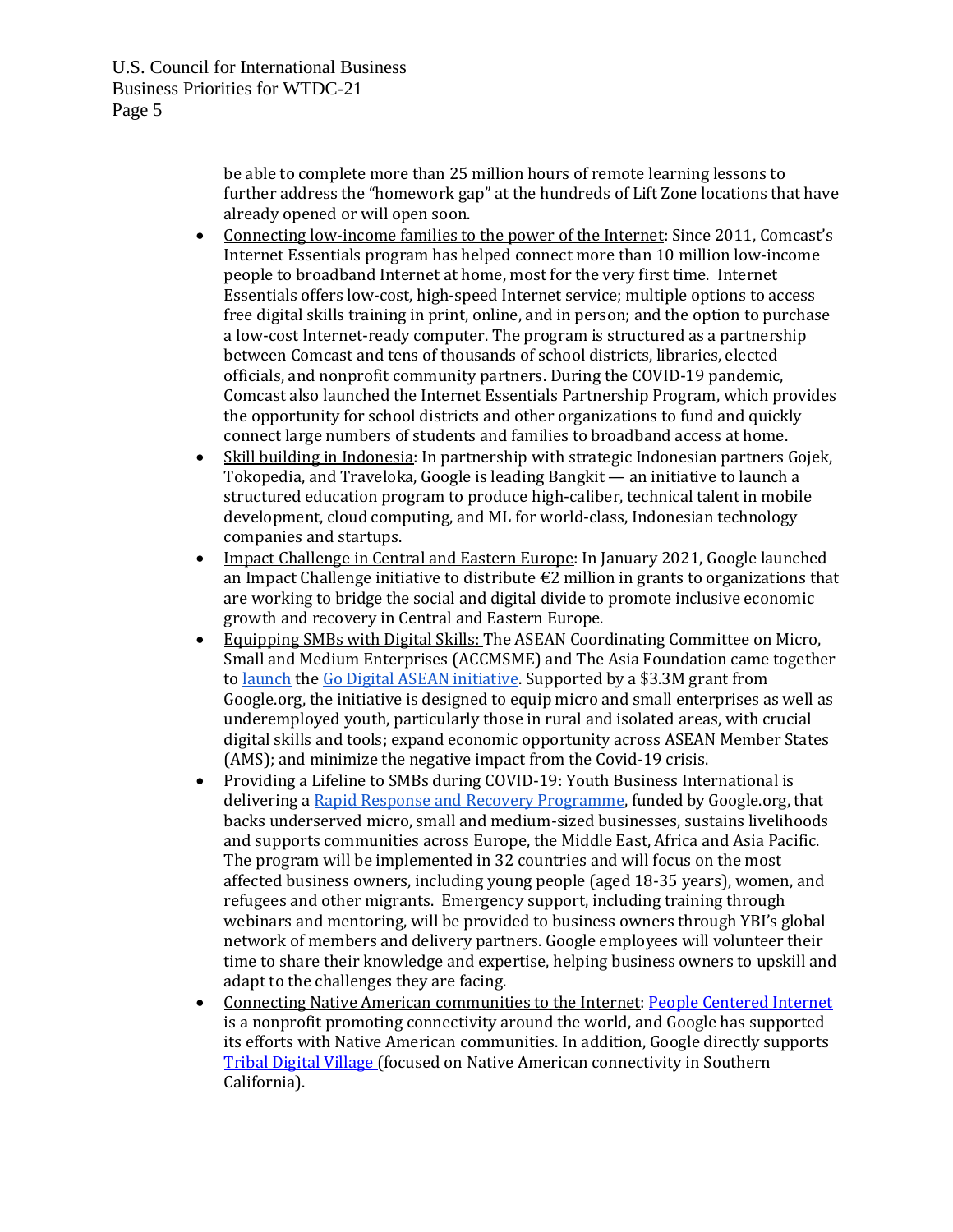be able to complete more than 25 million hours of remote learning lessons to further address the "homework gap" at the hundreds of Lift Zone locations that have already opened or will open soon.

- Connecting low-income families to the power of the Internet: Since 2011, Comcast's Internet Essentials program has helped connect more than 10 million low-income people to broadband Internet at home, most for the very first time. Internet Essentials offers low-cost, high-speed Internet service; multiple options to access free digital skills training in print, online, and in person; and the option to purchase a low-cost Internet-ready computer. The program is structured as a partnership between Comcast and tens of thousands of school districts, libraries, elected officials, and nonprofit community partners. During the COVID-19 pandemic, Comcast also launched the Internet Essentials Partnership Program, which provides the opportunity for school districts and other organizations to fund and quickly connect large numbers of students and families to broadband access at home.
- Skill building in Indonesia: In partnership with strategic Indonesian partners Gojek, Tokopedia, and Traveloka, Google is leading Bangkit — an initiative to launch a structured education program to produce high-caliber, technical talent in mobile development, cloud computing, and ML for world-class, Indonesian technology companies and startups.
- Impact Challenge in Central and Eastern Europe: In January 2021, Google launched an Impact Challenge initiative to distribute €2 million in grants to organizations that are working to bridge the social and digital divide to promote inclusive economic growth and recovery in Central and Eastern Europe.
- Equipping SMBs with Digital Skills: The ASEAN Coordinating Committee on Micro, Small and Medium Enterprises (ACCMSME) and The Asia Foundation came together to launch the Go Digital ASEAN initiative. Supported by a $3.3M grant from Google.org, the initiative is designed to equip micro and small enterprises as well as underemployed youth, particularly those in rural and isolated areas, with crucial digital skills and tools; expand economic opportunity across ASEAN Member States (AMS); and minimize the negative impact from the Covid-19 crisis.
- Providing a Lifeline to SMBs during COVID-19: Youth Business International is delivering a Rapid Response and Recovery Programme, funded by Google.org, that backs underserved micro, small and medium-sized businesses, sustains livelihoods and supports communities across Europe, the Middle East, Africa and Asia Pacific. The program will be implemented in 32 countries and will focus on the most affected business owners, including young people (aged 18-35 years), women, and refugees and other migrants. Emergency support, including training through webinars and mentoring, will be provided to business owners through YBI's global network of members and delivery partners. Google employees will volunteer their time to share their knowledge and expertise, helping business owners to upskill and adapt to the challenges they are facing.
- Connecting Native American communities to the Internet: People Centered Internet is a nonprofit promoting connectivity around the world, and Google has supported its efforts with Native American communities. In addition, Google directly supports Tribal Digital Village (focused on Native American connectivity in Southern California).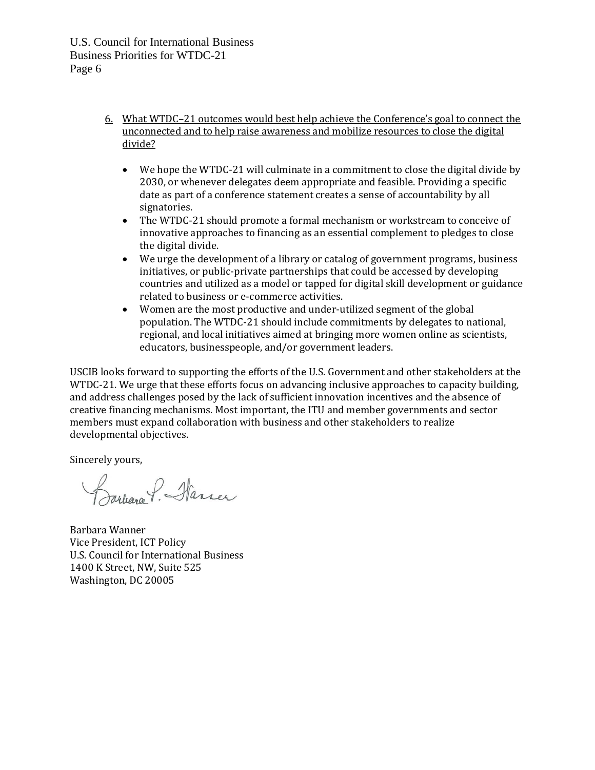6. <u>What WTDC–21 outcomes would best help achieve the Conference's goal to connect the unconnected and to help raise awareness and mobilize resources to close the digital divide?</u>

   - We hope the WTDC-21 will culminate in a commitment to close the digital divide by 2030, or whenever delegates deem appropriate and feasible. Providing a specific date as part of a conference statement creates a sense of accountability by all signatories.
   - The WTDC-21 should promote a formal mechanism or workstream to conceive of innovative approaches to financing as an essential complement to pledges to close the digital divide.
   - We urge the development of a library or catalog of government programs, business initiatives, or public-private partnerships that could be accessed by developing countries and utilized as a model or tapped for digital skill development or guidance related to business or e-commerce activities.
   - Women are the most productive and under-utilized segment of the global population. The WTDC-21 should include commitments by delegates to national, regional, and local initiatives aimed at bringing more women online as scientists, educators, businesspeople, and/or government leaders.

USCIB looks forward to supporting the efforts of the U.S. Government and other stakeholders at the WTDC-21. We urge that these efforts focus on advancing inclusive approaches to capacity building, and address challenges posed by the lack of sufficient innovation incentives and the absence of creative financing mechanisms. Most important, the ITU and member governments and sector members must expand collaboration with business and other stakeholders to realize developmental objectives.

Sincerely yours,

Barbara P. Wanner

Barbara Wanner
Vice President, ICT Policy
U.S. Council for International Business
1400 K Street, NW, Suite 525
Washington, DC 20005